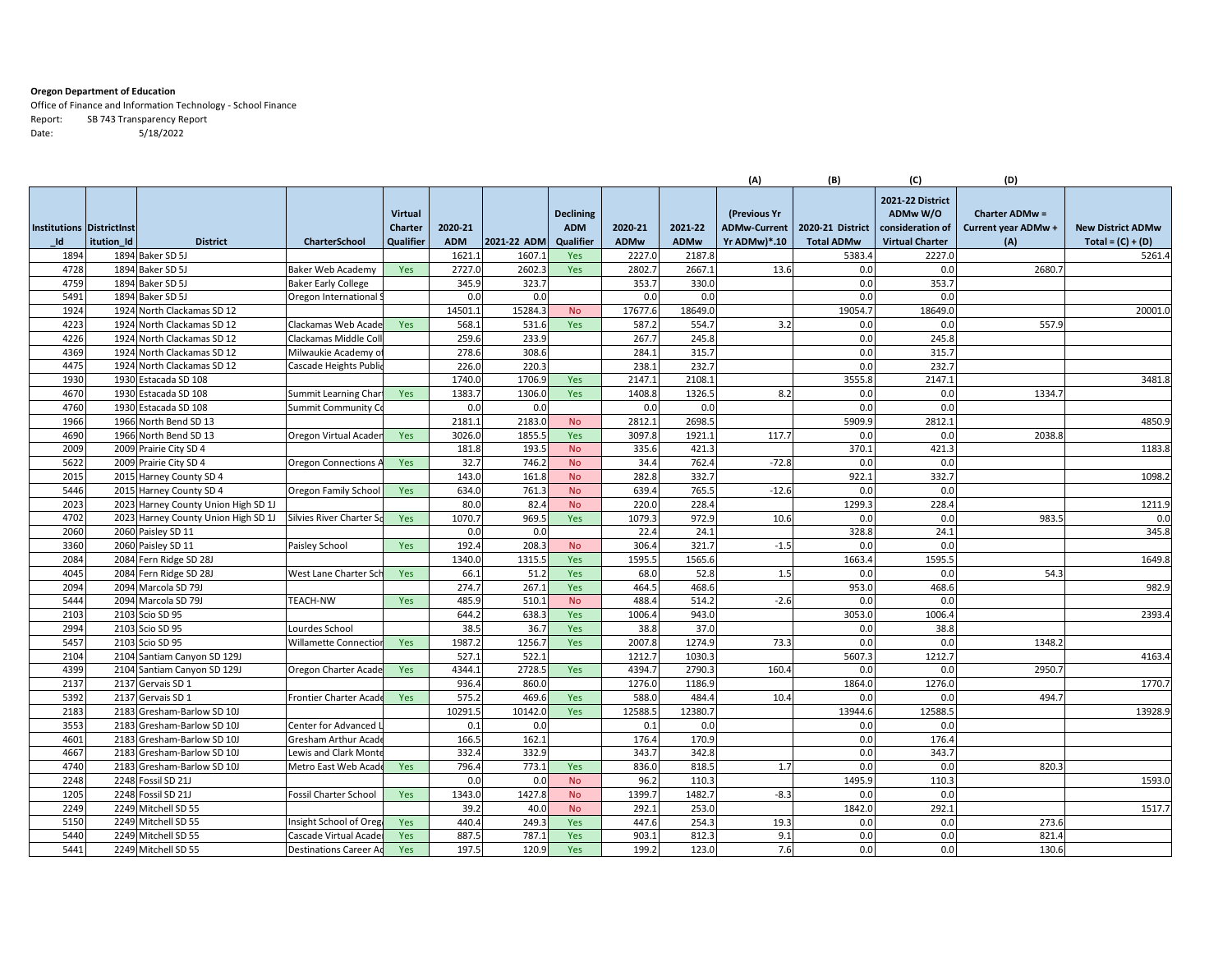**Oregon Department of Education**

Office of Finance and Information Technology - School Finance

Report: SB 743 Transparency Report

Date: 5/18/2022

| Institutions_Id | DistrictInstitution_Id | District | CharterSchool | Virtual Charter Qualifier | 2020-21 ADM | 2021-22 ADM | Declining ADM Qualifier | 2020-21 ADMw | 2021-22 ADMw | (A) (Previous Yr ADMw-Current Yr ADMw)*.10 | (B) 2020-21 District Total ADMw | (C) 2021-22 District ADMw W/O consideration of Virtual Charter | (D) Charter ADMw = Current year ADMw + (A) | New District ADMw Total = (C) + (D) |
|---|---|---|---|---|---|---|---|---|---|---|---|---|---|---|
| 1894 | 1894 | Baker SD 5J | | | 1621.1 | 1607.1 | Yes | 2227.0 | 2187.8 | | 5383.4 | 2227.0 | | 5261.4 |
| 4728 | 1894 | Baker SD 5J | Baker Web Academy | Yes | 2727.0 | 2602.3 | Yes | 2802.7 | 2667.1 | 13.6 | 0.0 | 0.0 | 2680.7 | |
| 4759 | 1894 | Baker SD 5J | Baker Early College | | 345.9 | 323.7 | | 353.7 | 330.0 | | 0.0 | 353.7 | | |
| 5491 | 1894 | Baker SD 5J | Oregon International S | | 0.0 | 0.0 | | 0.0 | 0.0 | | 0.0 | 0.0 | | |
| 1924 | 1924 | North Clackamas SD 12 | | | 14501.1 | 15284.3 | No | 17677.6 | 18649.0 | | 19054.7 | 18649.0 | | 20001.0 |
| 4223 | 1924 | North Clackamas SD 12 | Clackamas Web Acade | Yes | 568.1 | 531.6 | Yes | 587.2 | 554.7 | 3.2 | 0.0 | 0.0 | 557.9 | |
| 4226 | 1924 | North Clackamas SD 12 | Clackamas Middle Coll | | 259.6 | 233.9 | | 267.7 | 245.8 | | 0.0 | 245.8 | | |
| 4369 | 1924 | North Clackamas SD 12 | Milwaukie Academy of | | 278.6 | 308.6 | | 284.1 | 315.7 | | 0.0 | 315.7 | | |
| 4475 | 1924 | North Clackamas SD 12 | Cascade Heights Public | | 226.0 | 220.3 | | 238.1 | 232.7 | | 0.0 | 232.7 | | |
| 1930 | 1930 | Estacada SD 108 | | | 1740.0 | 1706.9 | Yes | 2147.1 | 2108.1 | | 3555.8 | 2147.1 | | 3481.8 |
| 4670 | 1930 | Estacada SD 108 | Summit Learning Chart | Yes | 1383.7 | 1306.0 | Yes | 1408.8 | 1326.5 | 8.2 | 0.0 | 0.0 | 1334.7 | |
| 4760 | 1930 | Estacada SD 108 | Summit Community Co | | 0.0 | 0.0 | | 0.0 | 0.0 | | 0.0 | 0.0 | | |
| 1966 | 1966 | North Bend SD 13 | | | 2181.1 | 2183.0 | No | 2812.1 | 2698.5 | | 5909.9 | 2812.1 | | 4850.9 |
| 4690 | 1966 | North Bend SD 13 | Oregon Virtual Acader | Yes | 3026.0 | 1855.5 | Yes | 3097.8 | 1921.1 | 117.7 | 0.0 | 0.0 | 2038.8 | |
| 2009 | 2009 | Prairie City SD 4 | | | 181.8 | 193.5 | No | 335.6 | 421.3 | | 370.1 | 421.3 | | 1183.8 |
| 5622 | 2009 | Prairie City SD 4 | Oregon Connections A | Yes | 32.7 | 746.2 | No | 34.4 | 762.4 | -72.8 | 0.0 | 0.0 | | |
| 2015 | 2015 | Harney County SD 4 | | | 143.0 | 161.8 | No | 282.8 | 332.7 | | 922.1 | 332.7 | | 1098.2 |
| 5446 | 2015 | Harney County SD 4 | Oregon Family School | Yes | 634.0 | 761.3 | No | 639.4 | 765.5 | -12.6 | 0.0 | 0.0 | | |
| 2023 | 2023 | Harney County Union High SD 1J | | | 80.0 | 82.4 | No | 220.0 | 228.4 | | 1299.3 | 228.4 | | 1211.9 |
| 4702 | 2023 | Harney County Union High SD 1J | Silvies River Charter Sc | Yes | 1070.7 | 969.5 | Yes | 1079.3 | 972.9 | 10.6 | 0.0 | 0.0 | 983.5 | 0.0 |
| 2060 | 2060 | Paisley SD 11 | | | 0.0 | 0.0 | | 22.4 | 24.1 | | 328.8 | 24.1 | | 345.8 |
| 3360 | 2060 | Paisley SD 11 | Paisley School | Yes | 192.4 | 208.3 | No | 306.4 | 321.7 | -1.5 | 0.0 | 0.0 | | |
| 2084 | 2084 | Fern Ridge SD 28J | | | 1340.0 | 1315.5 | Yes | 1595.5 | 1565.6 | | 1663.4 | 1595.5 | | 1649.8 |
| 4045 | 2084 | Fern Ridge SD 28J | West Lane Charter Sch | Yes | 66.1 | 51.2 | Yes | 68.0 | 52.8 | 1.5 | 0.0 | 0.0 | 54.3 | |
| 2094 | 2094 | Marcola SD 79J | | | 274.7 | 267.1 | Yes | 464.5 | 468.6 | | 953.0 | 468.6 | | 982.9 |
| 5444 | 2094 | Marcola SD 79J | TEACH-NW | Yes | 485.9 | 510.1 | No | 488.4 | 514.2 | -2.6 | 0.0 | 0.0 | | |
| 2103 | 2103 | Scio SD 95 | | | 644.2 | 638.3 | Yes | 1006.4 | 943.0 | | 3053.0 | 1006.4 | | 2393.4 |
| 2994 | 2103 | Scio SD 95 | Lourdes School | | 38.5 | 36.7 | Yes | 38.8 | 37.0 | | 0.0 | 38.8 | | |
| 5457 | 2103 | Scio SD 95 | Willamette Connectior | Yes | 1987.2 | 1256.7 | Yes | 2007.8 | 1274.9 | 73.3 | 0.0 | 0.0 | 1348.2 | |
| 2104 | 2104 | Santiam Canyon SD 129J | | | 527.1 | 522.1 | | 1212.7 | 1030.3 | | 5607.3 | 1212.7 | | 4163.4 |
| 4399 | 2104 | Santiam Canyon SD 129J | Oregon Charter Acade | Yes | 4344.1 | 2728.5 | Yes | 4394.7 | 2790.3 | 160.4 | 0.0 | 0.0 | 2950.7 | |
| 2137 | 2137 | Gervais SD 1 | | | 936.4 | 860.0 | | 1276.0 | 1186.9 | | 1864.0 | 1276.0 | | 1770.7 |
| 5392 | 2137 | Gervais SD 1 | Frontier Charter Acade | Yes | 575.2 | 469.6 | Yes | 588.0 | 484.4 | 10.4 | 0.0 | 0.0 | 494.7 | |
| 2183 | 2183 | Gresham-Barlow SD 10J | | | 10291.5 | 10142.0 | Yes | 12588.5 | 12380.7 | | 13944.6 | 12588.5 | | 13928.9 |
| 3553 | 2183 | Gresham-Barlow SD 10J | Center for Advanced L | | 0.1 | 0.0 | | 0.1 | 0.0 | | 0.0 | 0.0 | | |
| 4601 | 2183 | Gresham-Barlow SD 10J | Gresham Arthur Acade | | 166.5 | 162.1 | | 176.4 | 170.9 | | 0.0 | 176.4 | | |
| 4667 | 2183 | Gresham-Barlow SD 10J | Lewis and Clark Monte | | 332.4 | 332.9 | | 343.7 | 342.8 | | 0.0 | 343.7 | | |
| 4740 | 2183 | Gresham-Barlow SD 10J | Metro East Web Acade | Yes | 796.4 | 773.1 | Yes | 836.0 | 818.5 | 1.7 | 0.0 | 0.0 | 820.3 | |
| 2248 | 2248 | Fossil SD 21J | | | 0.0 | 0.0 | No | 96.2 | 110.3 | | 1495.9 | 110.3 | | 1593.0 |
| 1205 | 2248 | Fossil SD 21J | Fossil Charter School | Yes | 1343.0 | 1427.8 | No | 1399.7 | 1482.7 | -8.3 | 0.0 | 0.0 | | |
| 2249 | 2249 | Mitchell SD 55 | | | 39.2 | 40.0 | No | 292.1 | 253.0 | | 1842.0 | 292.1 | | 1517.7 |
| 5150 | 2249 | Mitchell SD 55 | Insight School of Oreg | Yes | 440.4 | 249.3 | Yes | 447.6 | 254.3 | 19.3 | 0.0 | 0.0 | 273.6 | |
| 5440 | 2249 | Mitchell SD 55 | Cascade Virtual Acade | Yes | 887.5 | 787.1 | Yes | 903.1 | 812.3 | 9.1 | 0.0 | 0.0 | 821.4 | |
| 5441 | 2249 | Mitchell SD 55 | Destinations Career Ac | Yes | 197.5 | 120.9 | Yes | 199.2 | 123.0 | 7.6 | 0.0 | 0.0 | 130.6 | |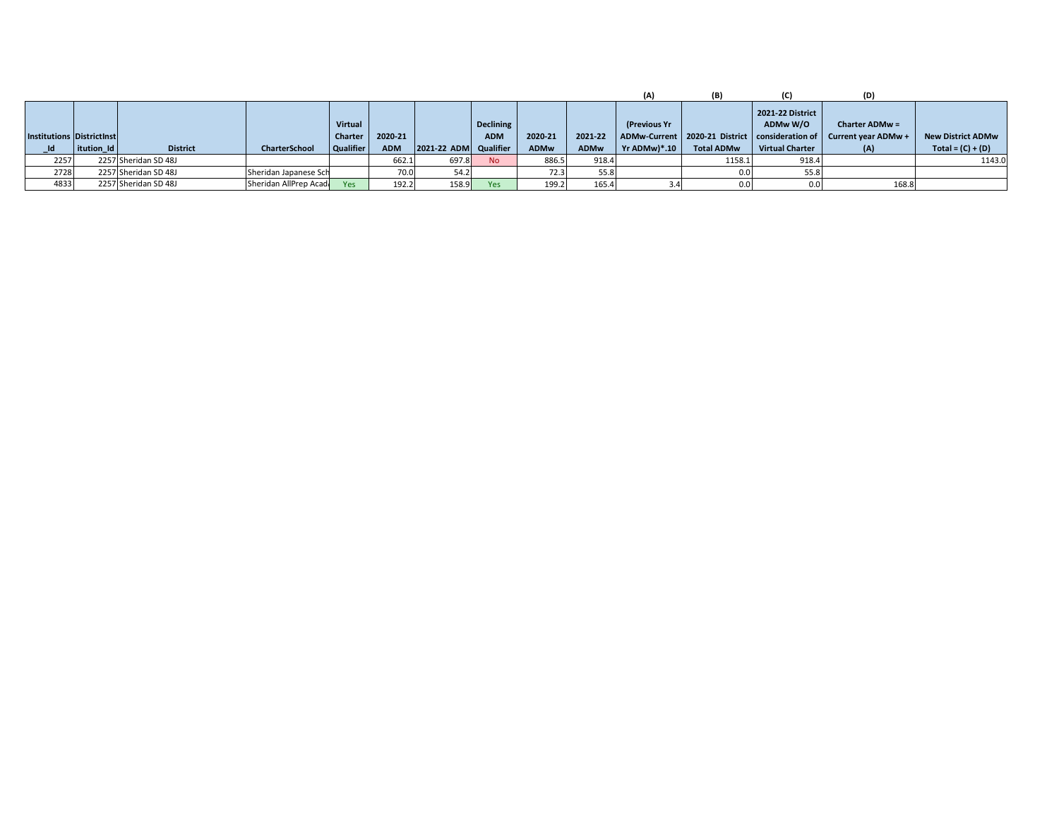| Institutions_Id | DistrictInstitution_Id | District | CharterSchool | Virtual Charter Qualifier | 2020-21 ADM | 2021-22 ADM | Declining ADM Qualifier | 2020-21 ADMw | 2021-22 ADMw | (A) (Previous Yr ADMw-Current Yr ADMw)*.10 | (B) 2020-21 District Total ADMw | (C) 2021-22 District ADMw W/O consideration of Virtual Charter | (D) Charter ADMw = Current year ADMw + (A) | New District ADMw Total = (C) + (D) |
|---|---|---|---|---|---|---|---|---|---|---|---|---|---|---|
| 2257 | 2257 | Sheridan SD 48J | | | 662.1 | 697.8 | No | 886.5 | 918.4 | | 1158.1 | 918.4 | | 1143.0 |
| 2728 | 2257 | Sheridan SD 48J | Sheridan Japanese Sch | | 70.0 | 54.2 | | 72.3 | 55.8 | | 0.0 | 55.8 | | |
| 4833 | 2257 | Sheridan SD 48J | Sheridan AllPrep Acad | Yes | 192.2 | 158.9 | Yes | 199.2 | 165.4 | 3.4 | 0.0 | 0.0 | 168.8 | |